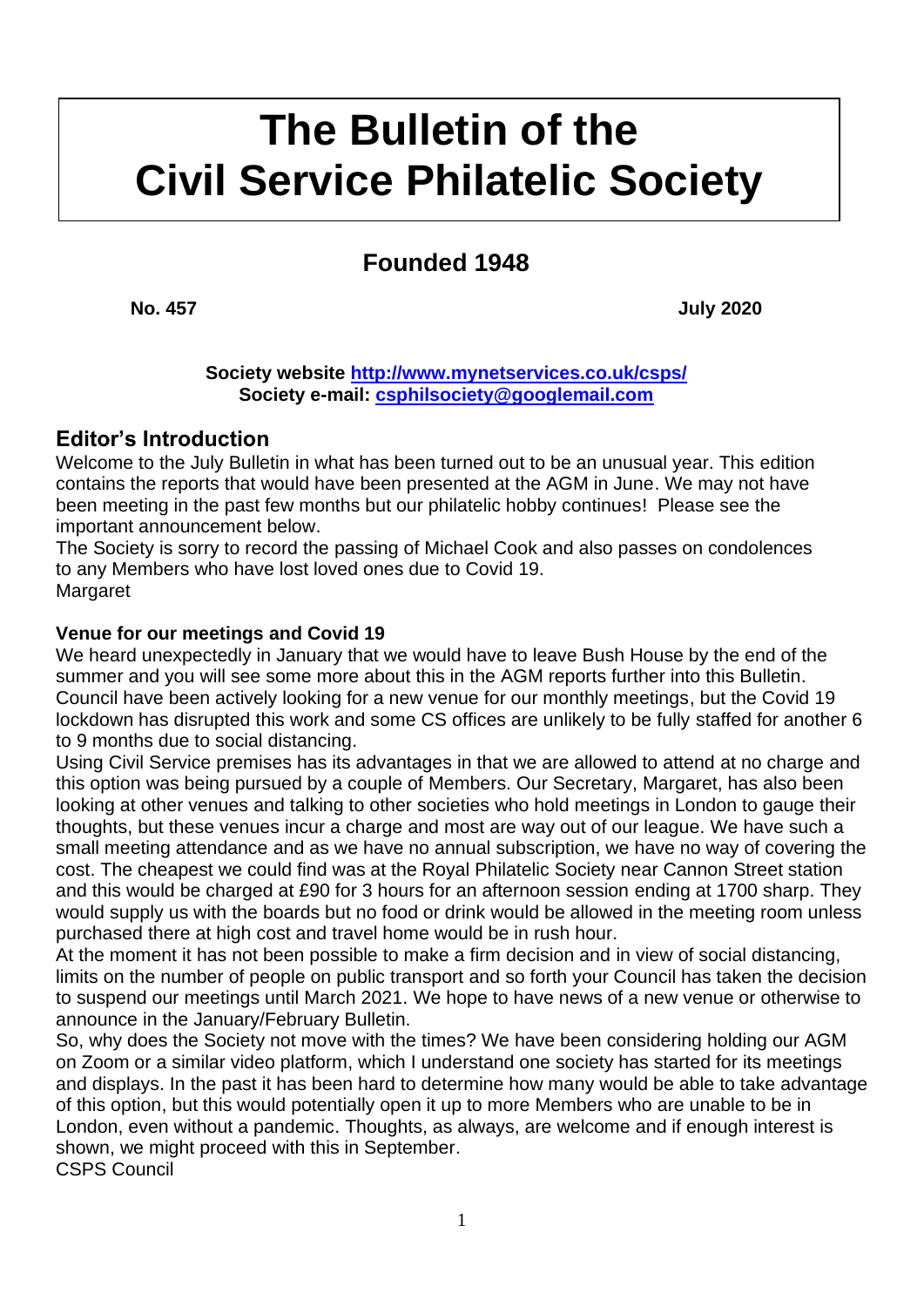# The Bulletin of the Civil Service Philatelic Society

## Founded 1948

**No. 457** **July 2020**

**Society website http://www.mynetservices.co.uk/csps/**
**Society e-mail: csphilsociety@googlemail.com**

## Editor's Introduction

Welcome to the July Bulletin in what has been turned out to be an unusual year. This edition contains the reports that would have been presented at the AGM in June. We may not have been meeting in the past few months but our philatelic hobby continues! Please see the important announcement below.

The Society is sorry to record the passing of Michael Cook and also passes on condolences to any Members who have lost loved ones due to Covid 19.

Margaret

**Venue for our meetings and Covid 19**

We heard unexpectedly in January that we would have to leave Bush House by the end of the summer and you will see some more about this in the AGM reports further into this Bulletin. Council have been actively looking for a new venue for our monthly meetings, but the Covid 19 lockdown has disrupted this work and some CS offices are unlikely to be fully staffed for another 6 to 9 months due to social distancing.

Using Civil Service premises has its advantages in that we are allowed to attend at no charge and this option was being pursued by a couple of Members. Our Secretary, Margaret, has also been looking at other venues and talking to other societies who hold meetings in London to gauge their thoughts, but these venues incur a charge and most are way out of our league. We have such a small meeting attendance and as we have no annual subscription, we have no way of covering the cost. The cheapest we could find was at the Royal Philatelic Society near Cannon Street station and this would be charged at £90 for 3 hours for an afternoon session ending at 1700 sharp. They would supply us with the boards but no food or drink would be allowed in the meeting room unless purchased there at high cost and travel home would be in rush hour.

At the moment it has not been possible to make a firm decision and in view of social distancing, limits on the number of people on public transport and so forth your Council has taken the decision to suspend our meetings until March 2021. We hope to have news of a new venue or otherwise to announce in the January/February Bulletin.

So, why does the Society not move with the times? We have been considering holding our AGM on Zoom or a similar video platform, which I understand one society has started for its meetings and displays. In the past it has been hard to determine how many would be able to take advantage of this option, but this would potentially open it up to more Members who are unable to be in London, even without a pandemic. Thoughts, as always, are welcome and if enough interest is shown, we might proceed with this in September.

CSPS Council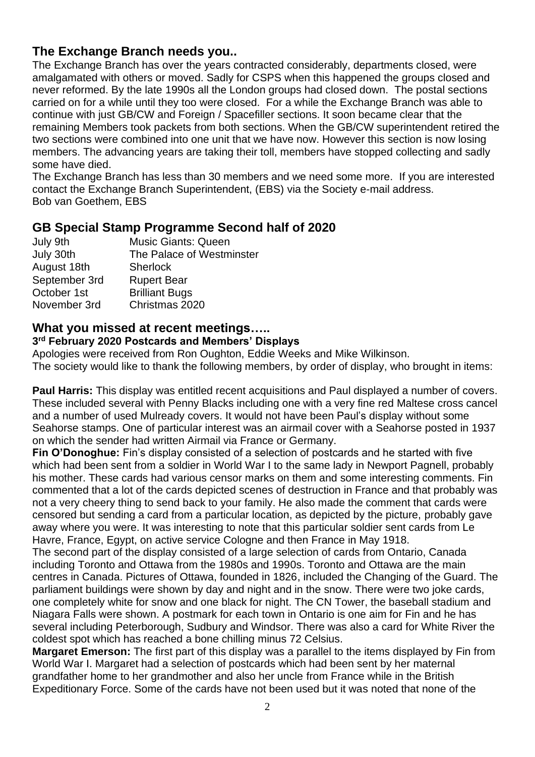## The Exchange Branch needs you..

The Exchange Branch has over the years contracted considerably, departments closed, were amalgamated with others or moved. Sadly for CSPS when this happened the groups closed and never reformed. By the late 1990s all the London groups had closed down. The postal sections carried on for a while until they too were closed. For a while the Exchange Branch was able to continue with just GB/CW and Foreign / Spacefiller sections. It soon became clear that the remaining Members took packets from both sections. When the GB/CW superintendent retired the two sections were combined into one unit that we have now. However this section is now losing members. The advancing years are taking their toll, members have stopped collecting and sadly some have died.

The Exchange Branch has less than 30 members and we need some more. If you are interested contact the Exchange Branch Superintendent, (EBS) via the Society e-mail address.
Bob van Goethem, EBS

## GB Special Stamp Programme Second half of 2020

| | |
|---|---|
| July 9th | Music Giants: Queen |
| July 30th | The Palace of Westminster |
| August 18th | Sherlock |
| September 3rd | Rupert Bear |
| October 1st | Brilliant Bugs |
| November 3rd | Christmas 2020 |

## What you missed at recent meetings…..

### 3rd February 2020 Postcards and Members' Displays

Apologies were received from Ron Oughton, Eddie Weeks and Mike Wilkinson.
The society would like to thank the following members, by order of display, who brought in items:

**Paul Harris:** This display was entitled recent acquisitions and Paul displayed a number of covers. These included several with Penny Blacks including one with a very fine red Maltese cross cancel and a number of used Mulready covers. It would not have been Paul's display without some Seahorse stamps. One of particular interest was an airmail cover with a Seahorse posted in 1937 on which the sender had written Airmail via France or Germany.

**Fin O'Donoghue:** Fin's display consisted of a selection of postcards and he started with five which had been sent from a soldier in World War I to the same lady in Newport Pagnell, probably his mother. These cards had various censor marks on them and some interesting comments. Fin commented that a lot of the cards depicted scenes of destruction in France and that probably was not a very cheery thing to send back to your family. He also made the comment that cards were censored but sending a card from a particular location, as depicted by the picture, probably gave away where you were. It was interesting to note that this particular soldier sent cards from Le Havre, France, Egypt, on active service Cologne and then France in May 1918.

The second part of the display consisted of a large selection of cards from Ontario, Canada including Toronto and Ottawa from the 1980s and 1990s. Toronto and Ottawa are the main centres in Canada. Pictures of Ottawa, founded in 1826, included the Changing of the Guard. The parliament buildings were shown by day and night and in the snow. There were two joke cards, one completely white for snow and one black for night. The CN Tower, the baseball stadium and Niagara Falls were shown. A postmark for each town in Ontario is one aim for Fin and he has several including Peterborough, Sudbury and Windsor. There was also a card for White River the coldest spot which has reached a bone chilling minus 72 Celsius.

**Margaret Emerson:** The first part of this display was a parallel to the items displayed by Fin from World War I. Margaret had a selection of postcards which had been sent by her maternal grandfather home to her grandmother and also her uncle from France while in the British Expeditionary Force. Some of the cards have not been used but it was noted that none of the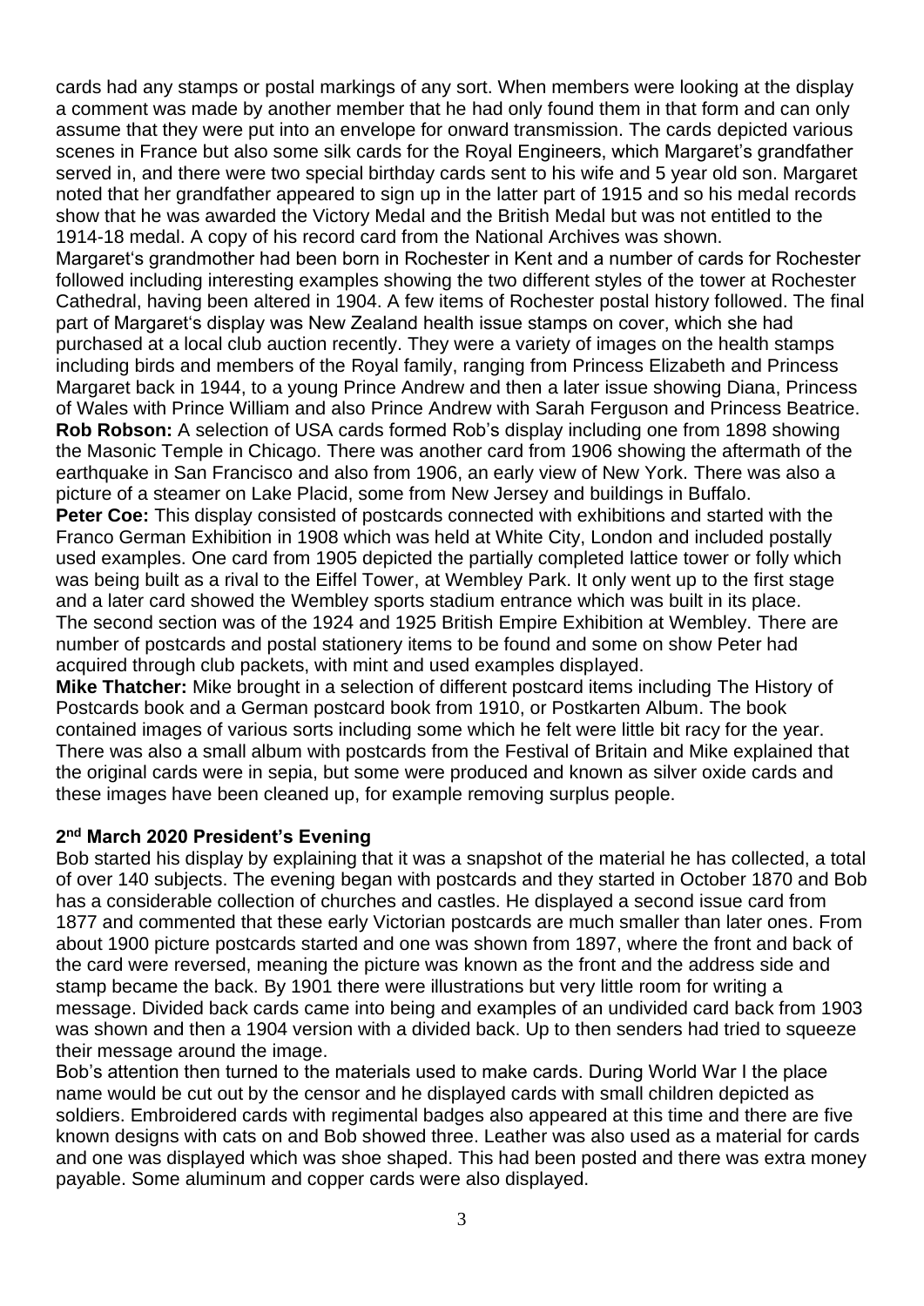cards had any stamps or postal markings of any sort. When members were looking at the display a comment was made by another member that he had only found them in that form and can only assume that they were put into an envelope for onward transmission. The cards depicted various scenes in France but also some silk cards for the Royal Engineers, which Margaret's grandfather served in, and there were two special birthday cards sent to his wife and 5 year old son. Margaret noted that her grandfather appeared to sign up in the latter part of 1915 and so his medal records show that he was awarded the Victory Medal and the British Medal but was not entitled to the 1914-18 medal. A copy of his record card from the National Archives was shown.

Margaret's grandmother had been born in Rochester in Kent and a number of cards for Rochester followed including interesting examples showing the two different styles of the tower at Rochester Cathedral, having been altered in 1904. A few items of Rochester postal history followed. The final part of Margaret's display was New Zealand health issue stamps on cover, which she had purchased at a local club auction recently. They were a variety of images on the health stamps including birds and members of the Royal family, ranging from Princess Elizabeth and Princess Margaret back in 1944, to a young Prince Andrew and then a later issue showing Diana, Princess of Wales with Prince William and also Prince Andrew with Sarah Ferguson and Princess Beatrice.

**Rob Robson:** A selection of USA cards formed Rob's display including one from 1898 showing the Masonic Temple in Chicago. There was another card from 1906 showing the aftermath of the earthquake in San Francisco and also from 1906, an early view of New York. There was also a picture of a steamer on Lake Placid, some from New Jersey and buildings in Buffalo.

**Peter Coe:** This display consisted of postcards connected with exhibitions and started with the Franco German Exhibition in 1908 which was held at White City, London and included postally used examples. One card from 1905 depicted the partially completed lattice tower or folly which was being built as a rival to the Eiffel Tower, at Wembley Park. It only went up to the first stage and a later card showed the Wembley sports stadium entrance which was built in its place. The second section was of the 1924 and 1925 British Empire Exhibition at Wembley. There are number of postcards and postal stationery items to be found and some on show Peter had acquired through club packets, with mint and used examples displayed.

**Mike Thatcher:** Mike brought in a selection of different postcard items including The History of Postcards book and a German postcard book from 1910, or Postkarten Album. The book contained images of various sorts including some which he felt were little bit racy for the year. There was also a small album with postcards from the Festival of Britain and Mike explained that the original cards were in sepia, but some were produced and known as silver oxide cards and these images have been cleaned up, for example removing surplus people.

## 2nd March 2020 President's Evening

Bob started his display by explaining that it was a snapshot of the material he has collected, a total of over 140 subjects. The evening began with postcards and they started in October 1870 and Bob has a considerable collection of churches and castles. He displayed a second issue card from 1877 and commented that these early Victorian postcards are much smaller than later ones. From about 1900 picture postcards started and one was shown from 1897, where the front and back of the card were reversed, meaning the picture was known as the front and the address side and stamp became the back. By 1901 there were illustrations but very little room for writing a message. Divided back cards came into being and examples of an undivided card back from 1903 was shown and then a 1904 version with a divided back. Up to then senders had tried to squeeze their message around the image.

Bob's attention then turned to the materials used to make cards. During World War I the place name would be cut out by the censor and he displayed cards with small children depicted as soldiers. Embroidered cards with regimental badges also appeared at this time and there are five known designs with cats on and Bob showed three. Leather was also used as a material for cards and one was displayed which was shoe shaped. This had been posted and there was extra money payable. Some aluminum and copper cards were also displayed.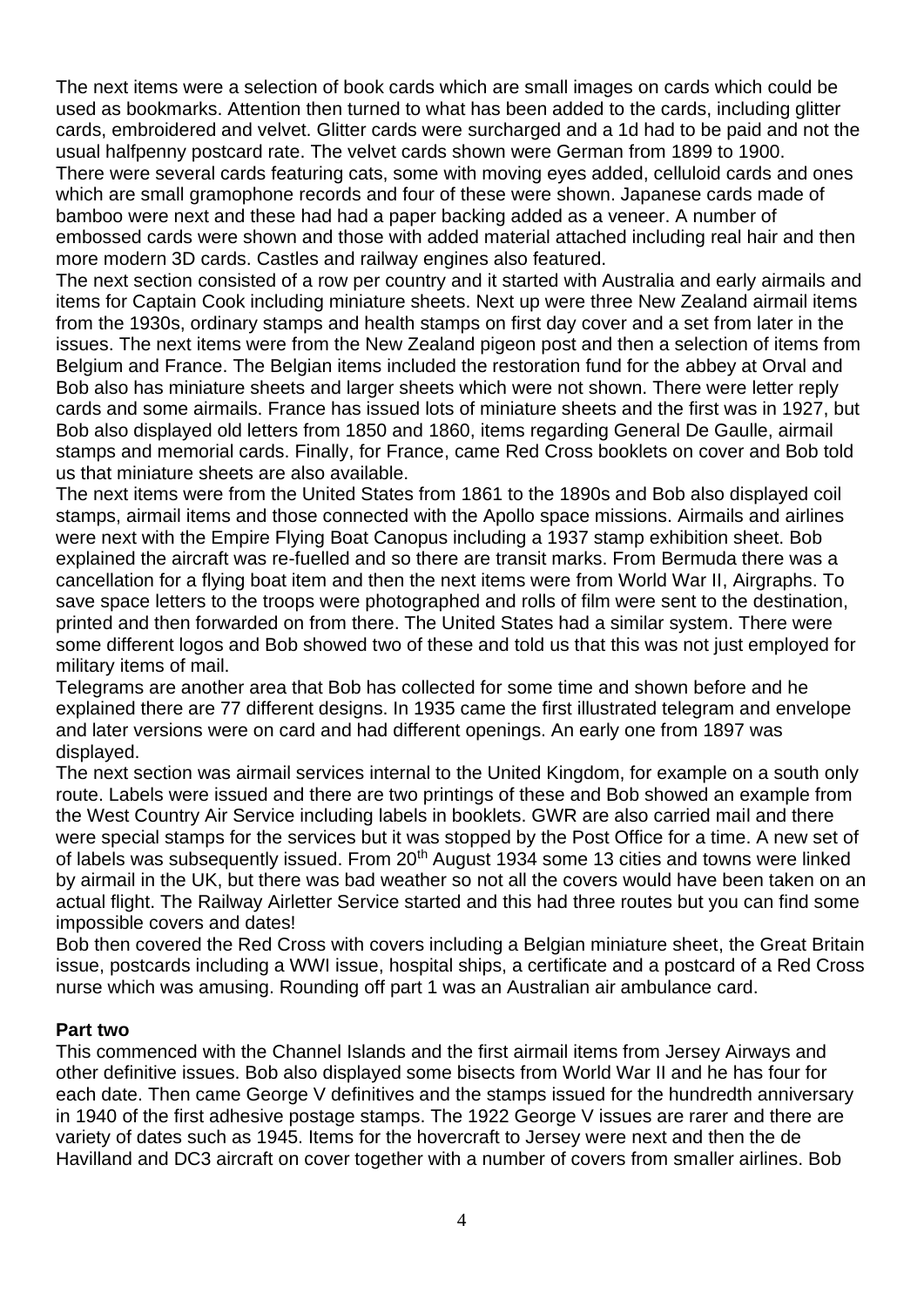The next items were a selection of book cards which are small images on cards which could be used as bookmarks. Attention then turned to what has been added to the cards, including glitter cards, embroidered and velvet. Glitter cards were surcharged and a 1d had to be paid and not the usual halfpenny postcard rate. The velvet cards shown were German from 1899 to 1900. There were several cards featuring cats, some with moving eyes added, celluloid cards and ones which are small gramophone records and four of these were shown. Japanese cards made of bamboo were next and these had had a paper backing added as a veneer. A number of embossed cards were shown and those with added material attached including real hair and then more modern 3D cards. Castles and railway engines also featured.

The next section consisted of a row per country and it started with Australia and early airmails and items for Captain Cook including miniature sheets. Next up were three New Zealand airmail items from the 1930s, ordinary stamps and health stamps on first day cover and a set from later in the issues. The next items were from the New Zealand pigeon post and then a selection of items from Belgium and France. The Belgian items included the restoration fund for the abbey at Orval and Bob also has miniature sheets and larger sheets which were not shown. There were letter reply cards and some airmails. France has issued lots of miniature sheets and the first was in 1927, but Bob also displayed old letters from 1850 and 1860, items regarding General De Gaulle, airmail stamps and memorial cards. Finally, for France, came Red Cross booklets on cover and Bob told us that miniature sheets are also available.

The next items were from the United States from 1861 to the 1890s and Bob also displayed coil stamps, airmail items and those connected with the Apollo space missions. Airmails and airlines were next with the Empire Flying Boat Canopus including a 1937 stamp exhibition sheet. Bob explained the aircraft was re-fuelled and so there are transit marks. From Bermuda there was a cancellation for a flying boat item and then the next items were from World War II, Airgraphs. To save space letters to the troops were photographed and rolls of film were sent to the destination, printed and then forwarded on from there. The United States had a similar system. There were some different logos and Bob showed two of these and told us that this was not just employed for military items of mail.

Telegrams are another area that Bob has collected for some time and shown before and he explained there are 77 different designs. In 1935 came the first illustrated telegram and envelope and later versions were on card and had different openings. An early one from 1897 was displayed.

The next section was airmail services internal to the United Kingdom, for example on a south only route. Labels were issued and there are two printings of these and Bob showed an example from the West Country Air Service including labels in booklets. GWR are also carried mail and there were special stamps for the services but it was stopped by the Post Office for a time. A new set of of labels was subsequently issued. From 20th August 1934 some 13 cities and towns were linked by airmail in the UK, but there was bad weather so not all the covers would have been taken on an actual flight. The Railway Airletter Service started and this had three routes but you can find some impossible covers and dates!

Bob then covered the Red Cross with covers including a Belgian miniature sheet, the Great Britain issue, postcards including a WWI issue, hospital ships, a certificate and a postcard of a Red Cross nurse which was amusing. Rounding off part 1 was an Australian air ambulance card.

**Part two**

This commenced with the Channel Islands and the first airmail items from Jersey Airways and other definitive issues. Bob also displayed some bisects from World War II and he has four for each date. Then came George V definitives and the stamps issued for the hundredth anniversary in 1940 of the first adhesive postage stamps. The 1922 George V issues are rarer and there are variety of dates such as 1945. Items for the hovercraft to Jersey were next and then the de Havilland and DC3 aircraft on cover together with a number of covers from smaller airlines. Bob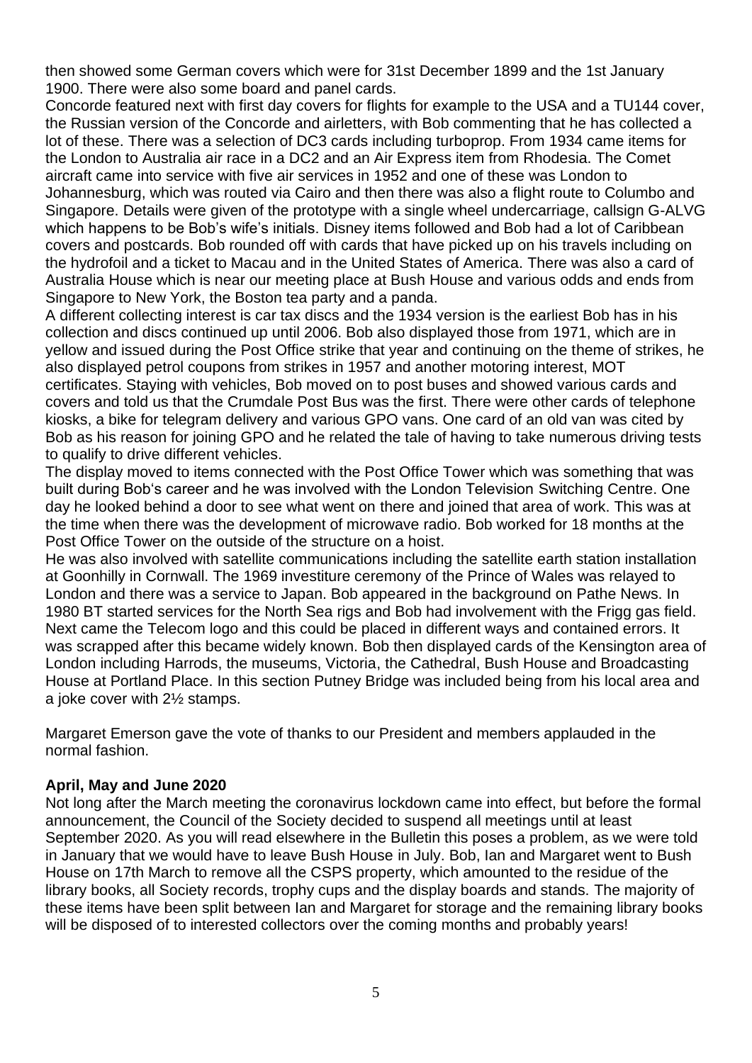then showed some German covers which were for 31st December 1899 and the 1st January 1900. There were also some board and panel cards.

Concorde featured next with first day covers for flights for example to the USA and a TU144 cover, the Russian version of the Concorde and airletters, with Bob commenting that he has collected a lot of these. There was a selection of DC3 cards including turboprop. From 1934 came items for the London to Australia air race in a DC2 and an Air Express item from Rhodesia. The Comet aircraft came into service with five air services in 1952 and one of these was London to Johannesburg, which was routed via Cairo and then there was also a flight route to Columbo and Singapore. Details were given of the prototype with a single wheel undercarriage, callsign G-ALVG which happens to be Bob's wife's initials. Disney items followed and Bob had a lot of Caribbean covers and postcards. Bob rounded off with cards that have picked up on his travels including on the hydrofoil and a ticket to Macau and in the United States of America. There was also a card of Australia House which is near our meeting place at Bush House and various odds and ends from Singapore to New York, the Boston tea party and a panda.

A different collecting interest is car tax discs and the 1934 version is the earliest Bob has in his collection and discs continued up until 2006. Bob also displayed those from 1971, which are in yellow and issued during the Post Office strike that year and continuing on the theme of strikes, he also displayed petrol coupons from strikes in 1957 and another motoring interest, MOT certificates. Staying with vehicles, Bob moved on to post buses and showed various cards and covers and told us that the Crumdale Post Bus was the first. There were other cards of telephone kiosks, a bike for telegram delivery and various GPO vans. One card of an old van was cited by Bob as his reason for joining GPO and he related the tale of having to take numerous driving tests to qualify to drive different vehicles.

The display moved to items connected with the Post Office Tower which was something that was built during Bob's career and he was involved with the London Television Switching Centre. One day he looked behind a door to see what went on there and joined that area of work. This was at the time when there was the development of microwave radio. Bob worked for 18 months at the Post Office Tower on the outside of the structure on a hoist.

He was also involved with satellite communications including the satellite earth station installation at Goonhilly in Cornwall. The 1969 investiture ceremony of the Prince of Wales was relayed to London and there was a service to Japan. Bob appeared in the background on Pathe News. In 1980 BT started services for the North Sea rigs and Bob had involvement with the Frigg gas field. Next came the Telecom logo and this could be placed in different ways and contained errors. It was scrapped after this became widely known. Bob then displayed cards of the Kensington area of London including Harrods, the museums, Victoria, the Cathedral, Bush House and Broadcasting House at Portland Place. In this section Putney Bridge was included being from his local area and a joke cover with 2½ stamps.

Margaret Emerson gave the vote of thanks to our President and members applauded in the normal fashion.

**April, May and June 2020**

Not long after the March meeting the coronavirus lockdown came into effect, but before the formal announcement, the Council of the Society decided to suspend all meetings until at least September 2020. As you will read elsewhere in the Bulletin this poses a problem, as we were told in January that we would have to leave Bush House in July. Bob, Ian and Margaret went to Bush House on 17th March to remove all the CSPS property, which amounted to the residue of the library books, all Society records, trophy cups and the display boards and stands. The majority of these items have been split between Ian and Margaret for storage and the remaining library books will be disposed of to interested collectors over the coming months and probably years!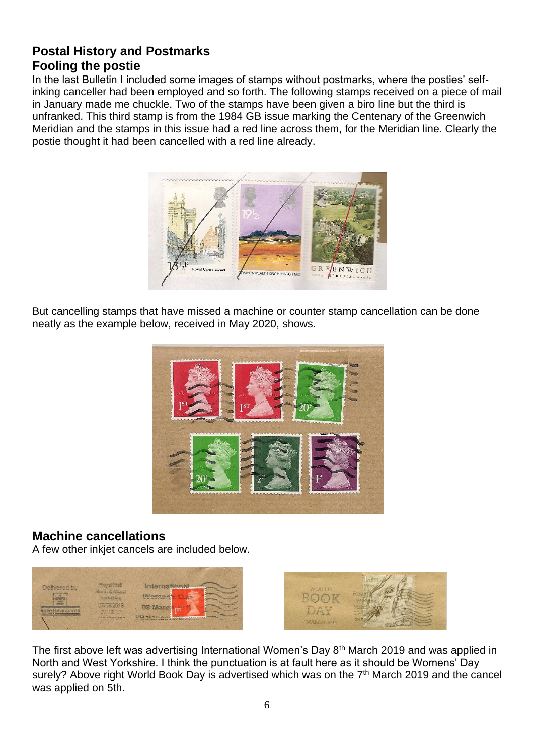## Postal History and Postmarks

### Fooling the postie

In the last Bulletin I included some images of stamps without postmarks, where the posties' self-inking canceller had been employed and so forth. The following stamps received on a piece of mail in January made me chuckle. Two of the stamps have been given a biro line but the third is unfranked. This third stamp is from the 1984 GB issue marking the Centenary of the Greenwich Meridian and the stamps in this issue had a red line across them, for the Meridian line. Clearly the postie thought it had been cancelled with a red line already.

But cancelling stamps that have missed a machine or counter stamp cancellation can be done neatly as the example below, received in May 2020, shows.

## Machine cancellations

A few other inkjet cancels are included below.

The first above left was advertising International Women's Day 8th March 2019 and was applied in North and West Yorkshire. I think the punctuation is at fault here as it should be Womens' Day surely? Above right World Book Day is advertised which was on the 7th March 2019 and the cancel was applied on 5th.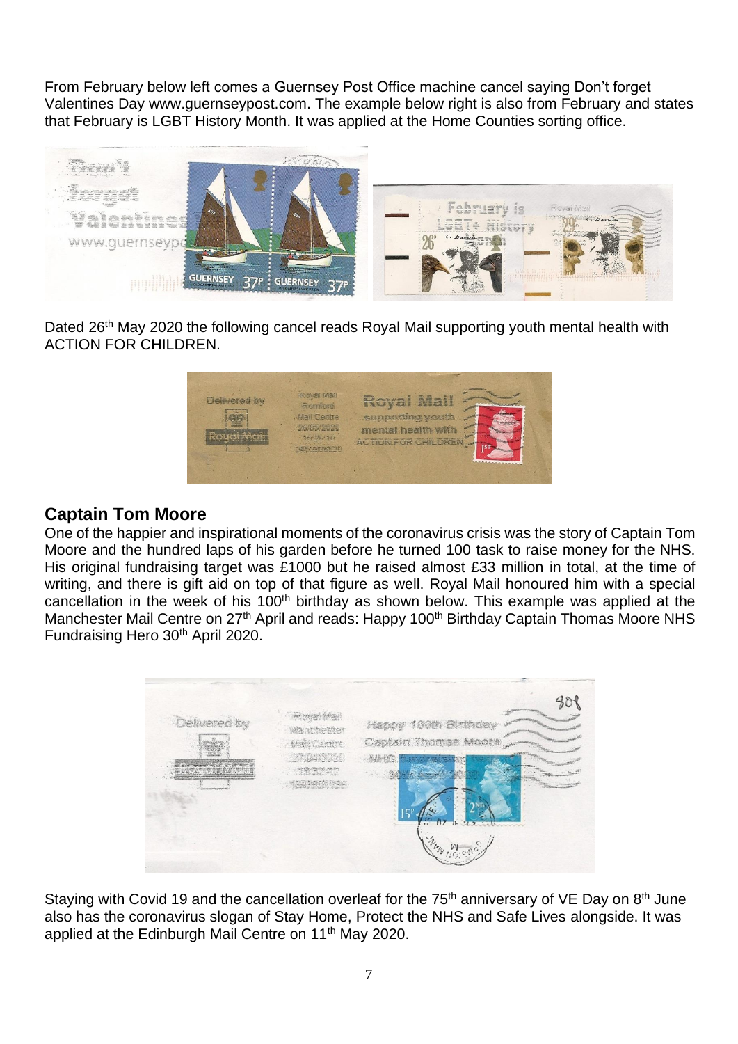From February below left comes a Guernsey Post Office machine cancel saying Don't forget Valentines Day www.guernseypost.com. The example below right is also from February and states that February is LGBT History Month. It was applied at the Home Counties sorting office.

Dated 26th May 2020 the following cancel reads Royal Mail supporting youth mental health with ACTION FOR CHILDREN.

## Captain Tom Moore

One of the happier and inspirational moments of the coronavirus crisis was the story of Captain Tom Moore and the hundred laps of his garden before he turned 100 task to raise money for the NHS. His original fundraising target was £1000 but he raised almost £33 million in total, at the time of writing, and there is gift aid on top of that figure as well. Royal Mail honoured him with a special cancellation in the week of his 100th birthday as shown below. This example was applied at the Manchester Mail Centre on 27th April and reads: Happy 100th Birthday Captain Thomas Moore NHS Fundraising Hero 30th April 2020.

Staying with Covid 19 and the cancellation overleaf for the 75th anniversary of VE Day on 8th June also has the coronavirus slogan of Stay Home, Protect the NHS and Safe Lives alongside. It was applied at the Edinburgh Mail Centre on 11th May 2020.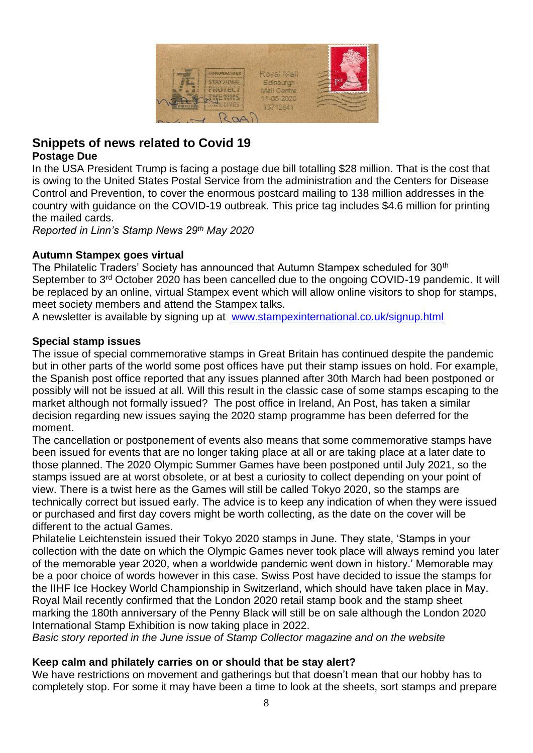## Snippets of news related to Covid 19

### Postage Due

In the USA President Trump is facing a postage due bill totalling $28 million. That is the cost that is owing to the United States Postal Service from the administration and the Centers for Disease Control and Prevention, to cover the enormous postcard mailing to 138 million addresses in the country with guidance on the COVID-19 outbreak. This price tag includes $4.6 million for printing the mailed cards.

*Reported in Linn's Stamp News 29th May 2020*

### Autumn Stampex goes virtual

The Philatelic Traders' Society has announced that Autumn Stampex scheduled for 30th September to 3rd October 2020 has been cancelled due to the ongoing COVID-19 pandemic. It will be replaced by an online, virtual Stampex event which will allow online visitors to shop for stamps, meet society members and attend the Stampex talks.

A newsletter is available by signing up at [www.stampexinternational.co.uk/signup.html](http://www.stampexinternational.co.uk/signup.html)

### Special stamp issues

The issue of special commemorative stamps in Great Britain has continued despite the pandemic but in other parts of the world some post offices have put their stamp issues on hold. For example, the Spanish post office reported that any issues planned after 30th March had been postponed or possibly will not be issued at all. Will this result in the classic case of some stamps escaping to the market although not formally issued? The post office in Ireland, An Post, has taken a similar decision regarding new issues saying the 2020 stamp programme has been deferred for the moment.

The cancellation or postponement of events also means that some commemorative stamps have been issued for events that are no longer taking place at all or are taking place at a later date to those planned. The 2020 Olympic Summer Games have been postponed until July 2021, so the stamps issued are at worst obsolete, or at best a curiosity to collect depending on your point of view. There is a twist here as the Games will still be called Tokyo 2020, so the stamps are technically correct but issued early. The advice is to keep any indication of when they were issued or purchased and first day covers might be worth collecting, as the date on the cover will be different to the actual Games.

Philatelie Leichtenstein issued their Tokyo 2020 stamps in June. They state, 'Stamps in your collection with the date on which the Olympic Games never took place will always remind you later of the memorable year 2020, when a worldwide pandemic went down in history.' Memorable may be a poor choice of words however in this case. Swiss Post have decided to issue the stamps for the IIHF Ice Hockey World Championship in Switzerland, which should have taken place in May. Royal Mail recently confirmed that the London 2020 retail stamp book and the stamp sheet marking the 180th anniversary of the Penny Black will still be on sale although the London 2020 International Stamp Exhibition is now taking place in 2022.

*Basic story reported in the June issue of Stamp Collector magazine and on the website*

### Keep calm and philately carries on or should that be stay alert?

We have restrictions on movement and gatherings but that doesn't mean that our hobby has to completely stop. For some it may have been a time to look at the sheets, sort stamps and prepare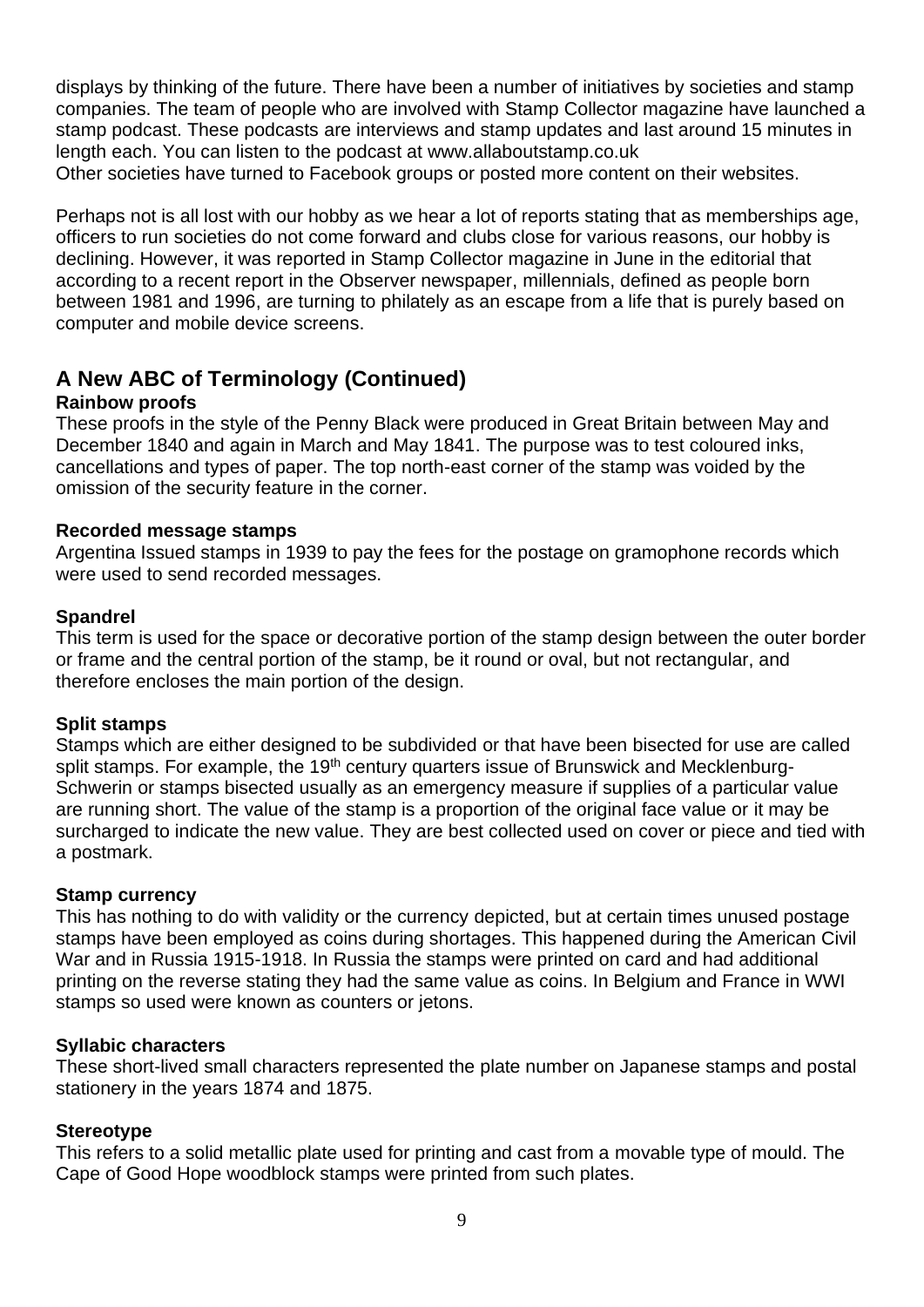displays by thinking of the future. There have been a number of initiatives by societies and stamp companies. The team of people who are involved with Stamp Collector magazine have launched a stamp podcast. These podcasts are interviews and stamp updates and last around 15 minutes in length each. You can listen to the podcast at www.allaboutstamp.co.uk
Other societies have turned to Facebook groups or posted more content on their websites.

Perhaps not is all lost with our hobby as we hear a lot of reports stating that as memberships age, officers to run societies do not come forward and clubs close for various reasons, our hobby is declining. However, it was reported in Stamp Collector magazine in June in the editorial that according to a recent report in the Observer newspaper, millennials, defined as people born between 1981 and 1996, are turning to philately as an escape from a life that is purely based on computer and mobile device screens.

## A New ABC of Terminology (Continued)

**Rainbow proofs**
These proofs in the style of the Penny Black were produced in Great Britain between May and December 1840 and again in March and May 1841. The purpose was to test coloured inks, cancellations and types of paper. The top north-east corner of the stamp was voided by the omission of the security feature in the corner.

**Recorded message stamps**
Argentina Issued stamps in 1939 to pay the fees for the postage on gramophone records which were used to send recorded messages.

**Spandrel**
This term is used for the space or decorative portion of the stamp design between the outer border or frame and the central portion of the stamp, be it round or oval, but not rectangular, and therefore encloses the main portion of the design.

**Split stamps**
Stamps which are either designed to be subdivided or that have been bisected for use are called split stamps. For example, the 19th century quarters issue of Brunswick and Mecklenburg-Schwerin or stamps bisected usually as an emergency measure if supplies of a particular value are running short. The value of the stamp is a proportion of the original face value or it may be surcharged to indicate the new value. They are best collected used on cover or piece and tied with a postmark.

**Stamp currency**
This has nothing to do with validity or the currency depicted, but at certain times unused postage stamps have been employed as coins during shortages. This happened during the American Civil War and in Russia 1915-1918. In Russia the stamps were printed on card and had additional printing on the reverse stating they had the same value as coins. In Belgium and France in WWI stamps so used were known as counters or jetons.

**Syllabic characters**
These short-lived small characters represented the plate number on Japanese stamps and postal stationery in the years 1874 and 1875.

**Stereotype**
This refers to a solid metallic plate used for printing and cast from a movable type of mould. The Cape of Good Hope woodblock stamps were printed from such plates.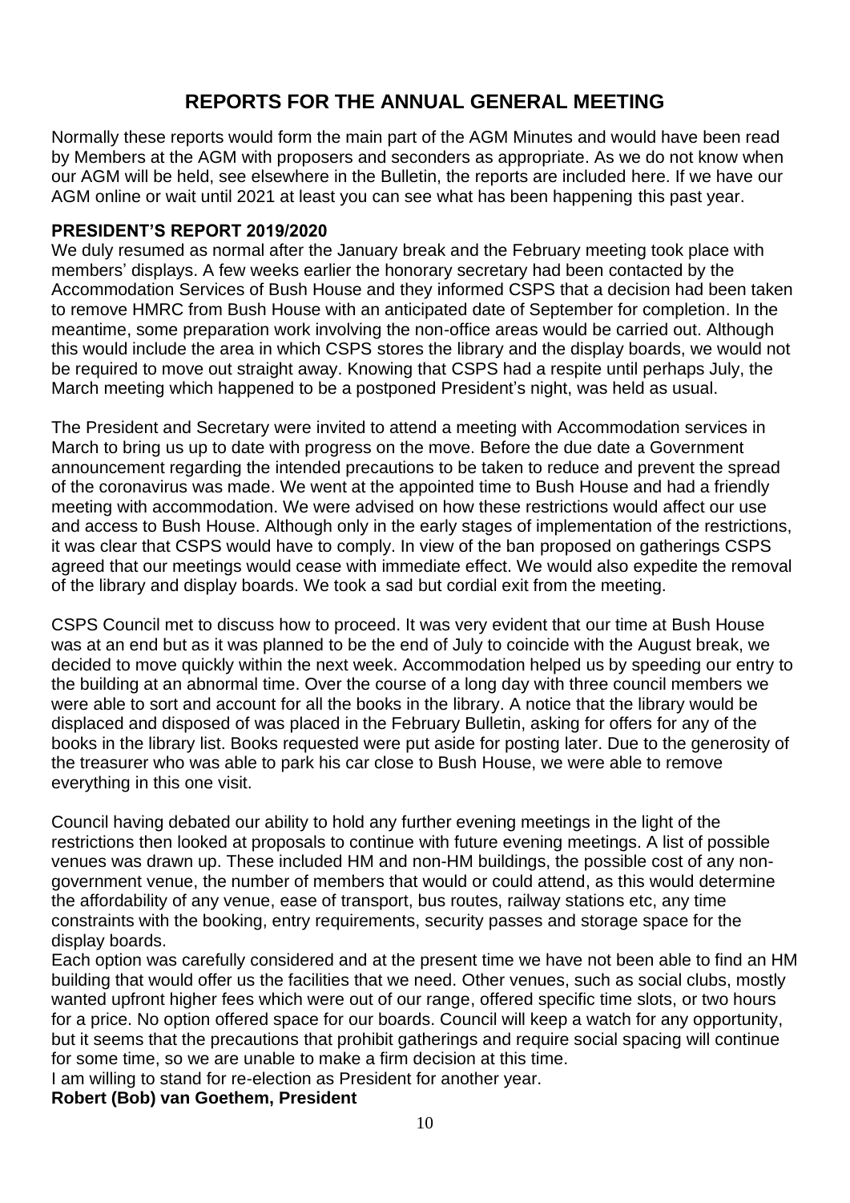# REPORTS FOR THE ANNUAL GENERAL MEETING

Normally these reports would form the main part of the AGM Minutes and would have been read by Members at the AGM with proposers and seconders as appropriate. As we do not know when our AGM will be held, see elsewhere in the Bulletin, the reports are included here. If we have our AGM online or wait until 2021 at least you can see what has been happening this past year.

## PRESIDENT'S REPORT 2019/2020

We duly resumed as normal after the January break and the February meeting took place with members' displays. A few weeks earlier the honorary secretary had been contacted by the Accommodation Services of Bush House and they informed CSPS that a decision had been taken to remove HMRC from Bush House with an anticipated date of September for completion. In the meantime, some preparation work involving the non-office areas would be carried out. Although this would include the area in which CSPS stores the library and the display boards, we would not be required to move out straight away. Knowing that CSPS had a respite until perhaps July, the March meeting which happened to be a postponed President's night, was held as usual.

The President and Secretary were invited to attend a meeting with Accommodation services in March to bring us up to date with progress on the move. Before the due date a Government announcement regarding the intended precautions to be taken to reduce and prevent the spread of the coronavirus was made. We went at the appointed time to Bush House and had a friendly meeting with accommodation. We were advised on how these restrictions would affect our use and access to Bush House. Although only in the early stages of implementation of the restrictions, it was clear that CSPS would have to comply. In view of the ban proposed on gatherings CSPS agreed that our meetings would cease with immediate effect. We would also expedite the removal of the library and display boards. We took a sad but cordial exit from the meeting.

CSPS Council met to discuss how to proceed. It was very evident that our time at Bush House was at an end but as it was planned to be the end of July to coincide with the August break, we decided to move quickly within the next week. Accommodation helped us by speeding our entry to the building at an abnormal time. Over the course of a long day with three council members we were able to sort and account for all the books in the library. A notice that the library would be displaced and disposed of was placed in the February Bulletin, asking for offers for any of the books in the library list. Books requested were put aside for posting later. Due to the generosity of the treasurer who was able to park his car close to Bush House, we were able to remove everything in this one visit.

Council having debated our ability to hold any further evening meetings in the light of the restrictions then looked at proposals to continue with future evening meetings. A list of possible venues was drawn up. These included HM and non-HM buildings, the possible cost of any non-government venue, the number of members that would or could attend, as this would determine the affordability of any venue, ease of transport, bus routes, railway stations etc, any time constraints with the booking, entry requirements, security passes and storage space for the display boards.

Each option was carefully considered and at the present time we have not been able to find an HM building that would offer us the facilities that we need. Other venues, such as social clubs, mostly wanted upfront higher fees which were out of our range, offered specific time slots, or two hours for a price. No option offered space for our boards. Council will keep a watch for any opportunity, but it seems that the precautions that prohibit gatherings and require social spacing will continue for some time, so we are unable to make a firm decision at this time.

I am willing to stand for re-election as President for another year.

**Robert (Bob) van Goethem, President**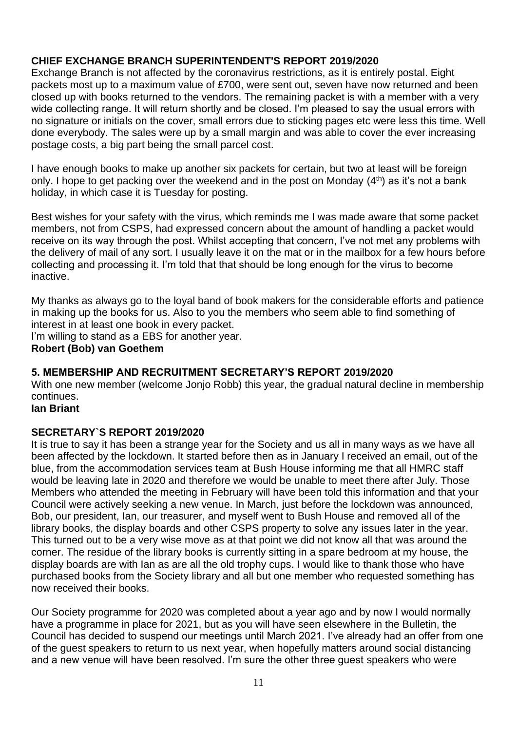## CHIEF EXCHANGE BRANCH SUPERINTENDENT'S REPORT 2019/2020

Exchange Branch is not affected by the coronavirus restrictions, as it is entirely postal. Eight packets most up to a maximum value of £700, were sent out, seven have now returned and been closed up with books returned to the vendors. The remaining packet is with a member with a very wide collecting range. It will return shortly and be closed. I'm pleased to say the usual errors with no signature or initials on the cover, small errors due to sticking pages etc were less this time. Well done everybody. The sales were up by a small margin and was able to cover the ever increasing postage costs, a big part being the small parcel cost.

I have enough books to make up another six packets for certain, but two at least will be foreign only. I hope to get packing over the weekend and in the post on Monday (4th) as it's not a bank holiday, in which case it is Tuesday for posting.

Best wishes for your safety with the virus, which reminds me I was made aware that some packet members, not from CSPS, had expressed concern about the amount of handling a packet would receive on its way through the post. Whilst accepting that concern, I've not met any problems with the delivery of mail of any sort. I usually leave it on the mat or in the mailbox for a few hours before collecting and processing it. I'm told that that should be long enough for the virus to become inactive.

My thanks as always go to the loyal band of book makers for the considerable efforts and patience in making up the books for us. Also to you the members who seem able to find something of interest in at least one book in every packet.

I'm willing to stand as a EBS for another year.

**Robert (Bob) van Goethem**

## 5. MEMBERSHIP AND RECRUITMENT SECRETARY'S REPORT 2019/2020

With one new member (welcome Jonjo Robb) this year, the gradual natural decline in membership continues.

**Ian Briant**

## SECRETARY`S REPORT 2019/2020

It is true to say it has been a strange year for the Society and us all in many ways as we have all been affected by the lockdown. It started before then as in January I received an email, out of the blue, from the accommodation services team at Bush House informing me that all HMRC staff would be leaving late in 2020 and therefore we would be unable to meet there after July. Those Members who attended the meeting in February will have been told this information and that your Council were actively seeking a new venue. In March, just before the lockdown was announced, Bob, our president, Ian, our treasurer, and myself went to Bush House and removed all of the library books, the display boards and other CSPS property to solve any issues later in the year. This turned out to be a very wise move as at that point we did not know all that was around the corner. The residue of the library books is currently sitting in a spare bedroom at my house, the display boards are with Ian as are all the old trophy cups. I would like to thank those who have purchased books from the Society library and all but one member who requested something has now received their books.

Our Society programme for 2020 was completed about a year ago and by now I would normally have a programme in place for 2021, but as you will have seen elsewhere in the Bulletin, the Council has decided to suspend our meetings until March 2021. I've already had an offer from one of the guest speakers to return to us next year, when hopefully matters around social distancing and a new venue will have been resolved. I'm sure the other three guest speakers who were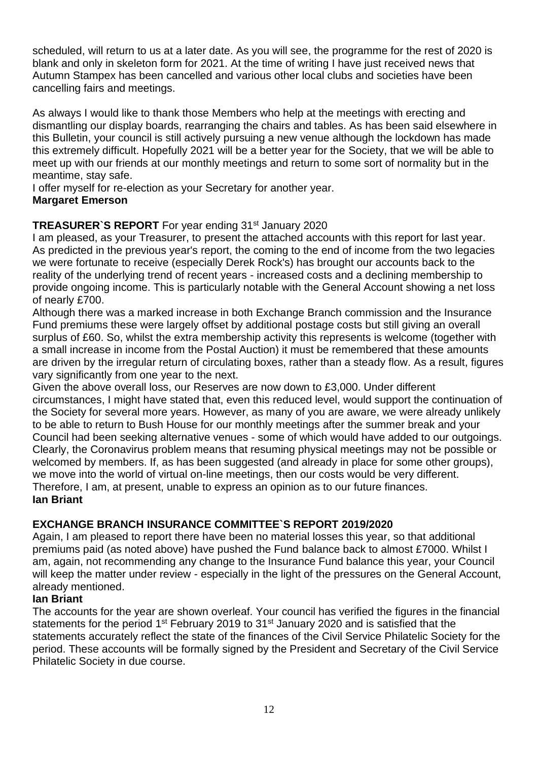scheduled, will return to us at a later date. As you will see, the programme for the rest of 2020 is blank and only in skeleton form for 2021. At the time of writing I have just received news that Autumn Stampex has been cancelled and various other local clubs and societies have been cancelling fairs and meetings.

As always I would like to thank those Members who help at the meetings with erecting and dismantling our display boards, rearranging the chairs and tables. As has been said elsewhere in this Bulletin, your council is still actively pursuing a new venue although the lockdown has made this extremely difficult. Hopefully 2021 will be a better year for the Society, that we will be able to meet up with our friends at our monthly meetings and return to some sort of normality but in the meantime, stay safe.

I offer myself for re-election as your Secretary for another year.

**Margaret Emerson**

**TREASURER`S REPORT** For year ending 31st January 2020

I am pleased, as your Treasurer, to present the attached accounts with this report for last year. As predicted in the previous year's report, the coming to the end of income from the two legacies we were fortunate to receive (especially Derek Rock's) has brought our accounts back to the reality of the underlying trend of recent years - increased costs and a declining membership to provide ongoing income. This is particularly notable with the General Account showing a net loss of nearly £700.

Although there was a marked increase in both Exchange Branch commission and the Insurance Fund premiums these were largely offset by additional postage costs but still giving an overall surplus of £60. So, whilst the extra membership activity this represents is welcome (together with a small increase in income from the Postal Auction) it must be remembered that these amounts are driven by the irregular return of circulating boxes, rather than a steady flow. As a result, figures vary significantly from one year to the next.

Given the above overall loss, our Reserves are now down to £3,000. Under different circumstances, I might have stated that, even this reduced level, would support the continuation of the Society for several more years. However, as many of you are aware, we were already unlikely to be able to return to Bush House for our monthly meetings after the summer break and your Council had been seeking alternative venues - some of which would have added to our outgoings. Clearly, the Coronavirus problem means that resuming physical meetings may not be possible or welcomed by members. If, as has been suggested (and already in place for some other groups), we move into the world of virtual on-line meetings, then our costs would be very different. Therefore, I am, at present, unable to express an opinion as to our future finances.

**Ian Briant**

**EXCHANGE BRANCH INSURANCE COMMITTEE`S REPORT 2019/2020**

Again, I am pleased to report there have been no material losses this year, so that additional premiums paid (as noted above) have pushed the Fund balance back to almost £7000. Whilst I am, again, not recommending any change to the Insurance Fund balance this year, your Council will keep the matter under review - especially in the light of the pressures on the General Account, already mentioned.

**Ian Briant**

The accounts for the year are shown overleaf. Your council has verified the figures in the financial statements for the period 1st February 2019 to 31st January 2020 and is satisfied that the statements accurately reflect the state of the finances of the Civil Service Philatelic Society for the period. These accounts will be formally signed by the President and Secretary of the Civil Service Philatelic Society in due course.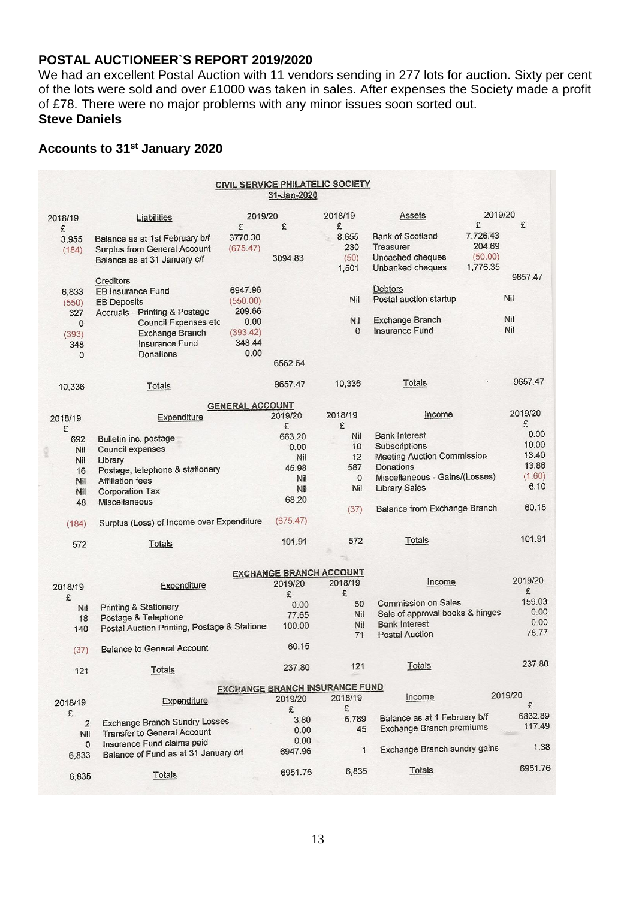## POSTAL AUCTIONEER`S REPORT 2019/2020

We had an excellent Postal Auction with 11 vendors sending in 277 lots for auction. Sixty per cent of the lots were sold and over £1000 was taken in sales. After expenses the Society made a profit of £78. There were no major problems with any minor issues soon sorted out.

**Steve Daniels**

## Accounts to 31st January 2020

**CIVIL SERVICE PHILATELIC SOCIETY**

**31-Jan-2020**

| 2018/19 | Liabilities | 2019/20 | | 2018/19 | Assets | 2019/20 | |
|---|---|---|---|---|---|---|---|
| £ | | £ | £ | £ | | £ | £ |
| 3,955 | Balance as at 1st February b/f | 3770.30 | | 8,655 | Bank of Scotland | 7,726.43 | |
| (184) | Surplus from General Account | (675.47) | | 230 | Treasurer | 204.69 | |
| | Balance as at 31 January c/f | | 3094.83 | (50) | Uncashed cheques | (50.00) | |
| | | | | 1,501 | Unbanked cheques | 1,776.35 | |
| | | | | | | | 9657.47 |
| | Creditors | | | | Debtors | | |
| 6,833 | EB Insurance Fund | 6947.96 | | | | | |
| (550) | EB Deposits | (550.00) | | Nil | Postal auction startup | | Nil |
| 327 | Accruals - Printing & Postage | 209.66 | | | | | |
| 0 | Council Expenses etc | 0.00 | | Nil | Exchange Branch | | Nil |
| (393) | Exchange Branch | (393.42) | | 0 | Insurance Fund | | Nil |
| 348 | Insurance Fund | 348.44 | | | | | |
| 0 | Donations | 0.00 | | | | | |
| | | | 6562.64 | | | | |
| 10,336 | Totals | | 9657.47 | 10,336 | Totals | | 9657.47 |

**GENERAL ACCOUNT**

| 2018/19 | Expenditure | 2019/20 | 2018/19 | Income | 2019/20 |
|---|---|---|---|---|---|
| £ | | £ | £ | | £ |
| 692 | Bulletin inc. postage | 663.20 | Nil | Bank Interest | 0.00 |
| Nil | Council expenses | 0.00 | 10 | Subscriptions | 10.00 |
| Nil | Library | Nil | 12 | Meeting Auction Commission | 13.40 |
| 16 | Postage, telephone & stationery | 45.98 | 587 | Donations | 13.86 |
| Nil | Affiliation fees | Nil | 0 | Miscellaneous - Gains/(Losses) | (1.60) |
| Nil | Corporation Tax | Nil | Nil | Library Sales | 6.10 |
| 48 | Miscellaneous | 68.20 | | | |
| | | | (37) | Balance from Exchange Branch | 60.15 |
| (184) | Surplus (Loss) of Income over Expenditure | (675.47) | | | |
| 572 | Totals | 101.91 | 572 | Totals | 101.91 |

**EXCHANGE BRANCH ACCOUNT**

| 2018/19 | Expenditure | 2019/20 | 2018/19 | Income | 2019/20 |
|---|---|---|---|---|---|
| £ | | £ | £ | | £ |
| Nil | Printing & Stationery | 0.00 | 50 | Commission on Sales | 159.03 |
| 18 | Postage & Telephone | 77.65 | Nil | Sale of approval books & hinges | 0.00 |
| 140 | Postal Auction Printing, Postage & Stationei | 100.00 | Nil | Bank Interest | 0.00 |
| | | | 71 | Postal Auction | 78.77 |
| (37) | Balance to General Account | 60.15 | | | |
| 121 | Totals | 237.80 | 121 | Totals | 237.80 |

**EXCHANGE BRANCH INSURANCE FUND**

| 2018/19 | Expenditure | 2019/20 | 2018/19 | Income | 2019/20 |
|---|---|---|---|---|---|
| £ | | £ | £ | | £ |
| 2 | Exchange Branch Sundry Losses | 3.80 | 6,789 | Balance as at 1 February b/f | 6832.89 |
| Nil | Transfer to General Account | 0.00 | 45 | Exchange Branch premiums | 117.49 |
| 0 | Insurance Fund claims paid | 0.00 | | | |
| 6,833 | Balance of Fund as at 31 January c/f | 6947.96 | 1 | Exchange Branch sundry gains | 1.38 |
| 6,835 | Totals | 6951.76 | 6,835 | Totals | 6951.76 |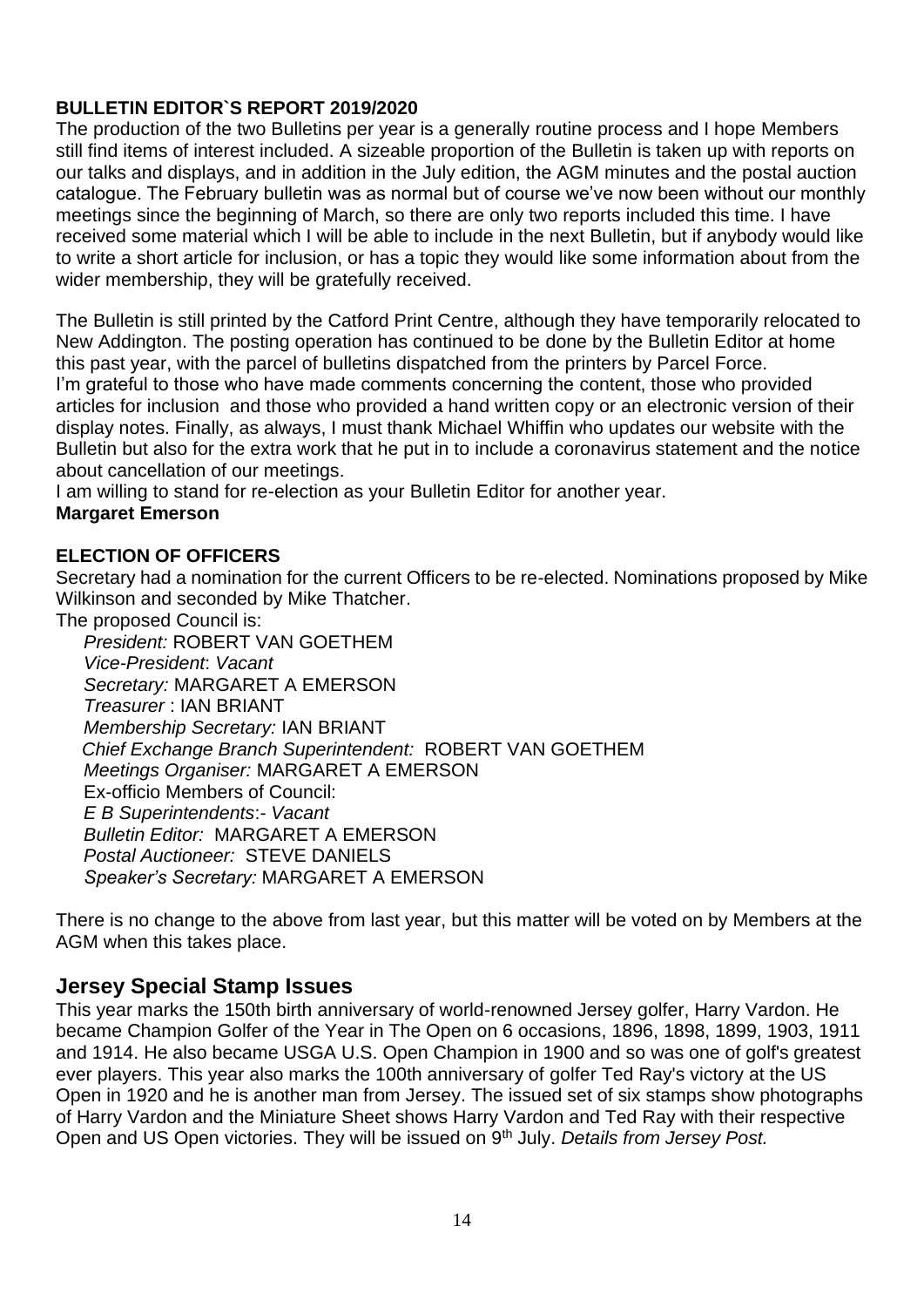**BULLETIN EDITOR`S REPORT 2019/2020**

The production of the two Bulletins per year is a generally routine process and I hope Members still find items of interest included. A sizeable proportion of the Bulletin is taken up with reports on our talks and displays, and in addition in the July edition, the AGM minutes and the postal auction catalogue. The February bulletin was as normal but of course we've now been without our monthly meetings since the beginning of March, so there are only two reports included this time. I have received some material which I will be able to include in the next Bulletin, but if anybody would like to write a short article for inclusion, or has a topic they would like some information about from the wider membership, they will be gratefully received.

The Bulletin is still printed by the Catford Print Centre, although they have temporarily relocated to New Addington. The posting operation has continued to be done by the Bulletin Editor at home this past year, with the parcel of bulletins dispatched from the printers by Parcel Force.
I'm grateful to those who have made comments concerning the content, those who provided articles for inclusion and those who provided a hand written copy or an electronic version of their display notes. Finally, as always, I must thank Michael Whiffin who updates our website with the Bulletin but also for the extra work that he put in to include a coronavirus statement and the notice about cancellation of our meetings.
I am willing to stand for re-election as your Bulletin Editor for another year.
**Margaret Emerson**

**ELECTION OF OFFICERS**

Secretary had a nomination for the current Officers to be re-elected. Nominations proposed by Mike Wilkinson and seconded by Mike Thatcher.
The proposed Council is:

*President:* ROBERT VAN GOETHEM
*Vice-President*: *Vacant*
*Secretary:* MARGARET A EMERSON
*Treasurer* : IAN BRIANT
*Membership Secretary:* IAN BRIANT
*Chief Exchange Branch Superintendent:* ROBERT VAN GOETHEM
*Meetings Organiser:* MARGARET A EMERSON
Ex-officio Members of Council:
*E B Superintendents*:- *Vacant*
*Bulletin Editor:* MARGARET A EMERSON
*Postal Auctioneer:* STEVE DANIELS
*Speaker's Secretary:* MARGARET A EMERSON

There is no change to the above from last year, but this matter will be voted on by Members at the AGM when this takes place.

## Jersey Special Stamp Issues

This year marks the 150th birth anniversary of world-renowned Jersey golfer, Harry Vardon. He became Champion Golfer of the Year in The Open on 6 occasions, 1896, 1898, 1899, 1903, 1911 and 1914. He also became USGA U.S. Open Champion in 1900 and so was one of golf's greatest ever players. This year also marks the 100th anniversary of golfer Ted Ray's victory at the US Open in 1920 and he is another man from Jersey. The issued set of six stamps show photographs of Harry Vardon and the Miniature Sheet shows Harry Vardon and Ted Ray with their respective Open and US Open victories. They will be issued on 9th July. *Details from Jersey Post.*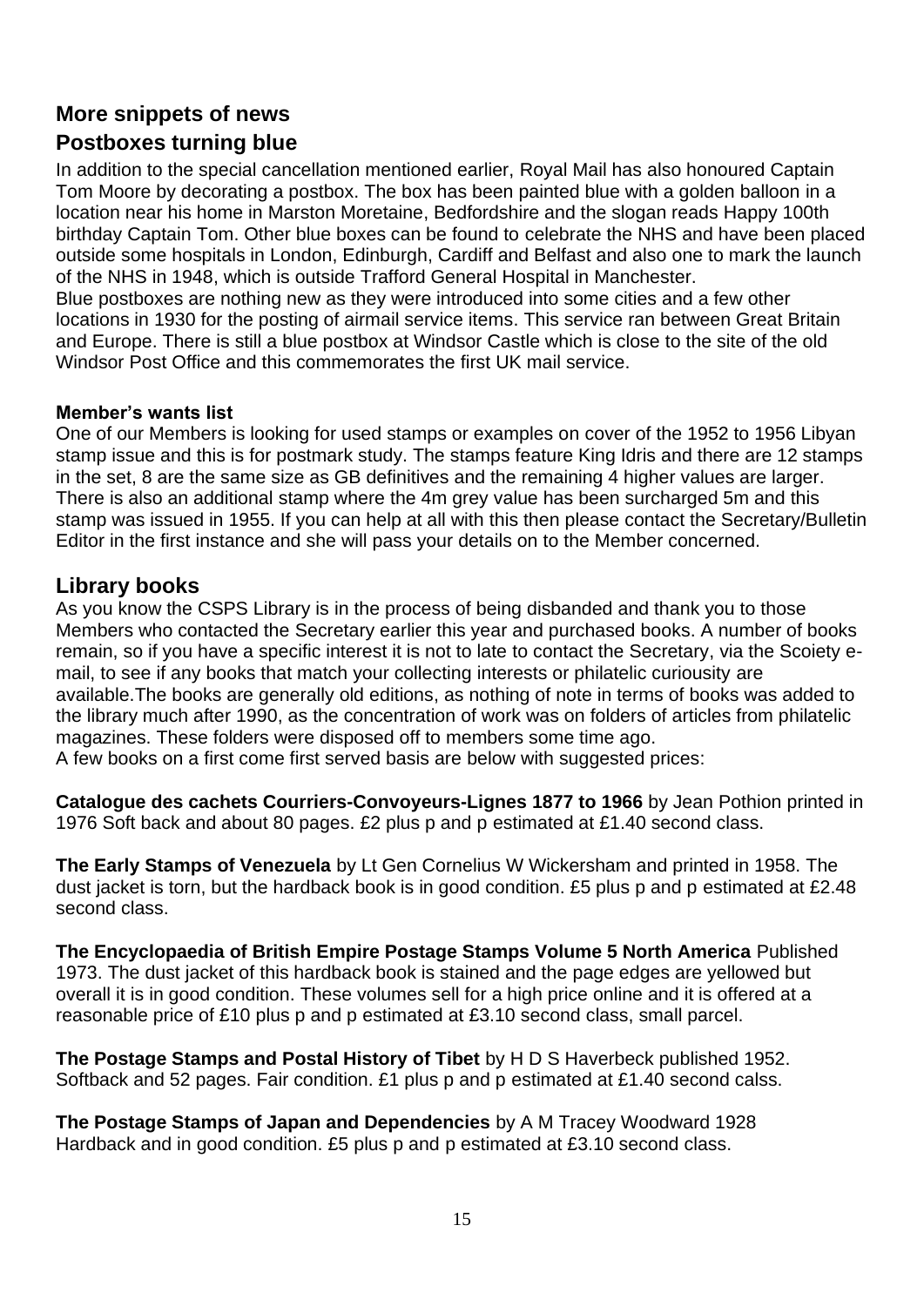## More snippets of news

## Postboxes turning blue

In addition to the special cancellation mentioned earlier, Royal Mail has also honoured Captain Tom Moore by decorating a postbox. The box has been painted blue with a golden balloon in a location near his home in Marston Moretaine, Bedfordshire and the slogan reads Happy 100th birthday Captain Tom. Other blue boxes can be found to celebrate the NHS and have been placed outside some hospitals in London, Edinburgh, Cardiff and Belfast and also one to mark the launch of the NHS in 1948, which is outside Trafford General Hospital in Manchester.
Blue postboxes are nothing new as they were introduced into some cities and a few other locations in 1930 for the posting of airmail service items. This service ran between Great Britain and Europe. There is still a blue postbox at Windsor Castle which is close to the site of the old Windsor Post Office and this commemorates the first UK mail service.

**Member's wants list**

One of our Members is looking for used stamps or examples on cover of the 1952 to 1956 Libyan stamp issue and this is for postmark study. The stamps feature King Idris and there are 12 stamps in the set, 8 are the same size as GB definitives and the remaining 4 higher values are larger. There is also an additional stamp where the 4m grey value has been surcharged 5m and this stamp was issued in 1955. If you can help at all with this then please contact the Secretary/Bulletin Editor in the first instance and she will pass your details on to the Member concerned.

## Library books

As you know the CSPS Library is in the process of being disbanded and thank you to those Members who contacted the Secretary earlier this year and purchased books. A number of books remain, so if you have a specific interest it is not to late to contact the Secretary, via the Scoiety e-mail, to see if any books that match your collecting interests or philatelic curiousity are available.The books are generally old editions, as nothing of note in terms of books was added to the library much after 1990, as the concentration of work was on folders of articles from philatelic magazines. These folders were disposed off to members some time ago.
A few books on a first come first served basis are below with suggested prices:

**Catalogue des cachets Courriers-Convoyeurs-Lignes 1877 to 1966** by Jean Pothion printed in 1976 Soft back and about 80 pages. £2 plus p and p estimated at £1.40 second class.

**The Early Stamps of Venezuela** by Lt Gen Cornelius W Wickersham and printed in 1958. The dust jacket is torn, but the hardback book is in good condition. £5 plus p and p estimated at £2.48 second class.

**The Encyclopaedia of British Empire Postage Stamps Volume 5 North America** Published 1973. The dust jacket of this hardback book is stained and the page edges are yellowed but overall it is in good condition. These volumes sell for a high price online and it is offered at a reasonable price of £10 plus p and p estimated at £3.10 second class, small parcel.

**The Postage Stamps and Postal History of Tibet** by H D S Haverbeck published 1952. Softback and 52 pages. Fair condition. £1 plus p and p estimated at £1.40 second calss.

**The Postage Stamps of Japan and Dependencies** by A M Tracey Woodward 1928 Hardback and in good condition. £5 plus p and p estimated at £3.10 second class.